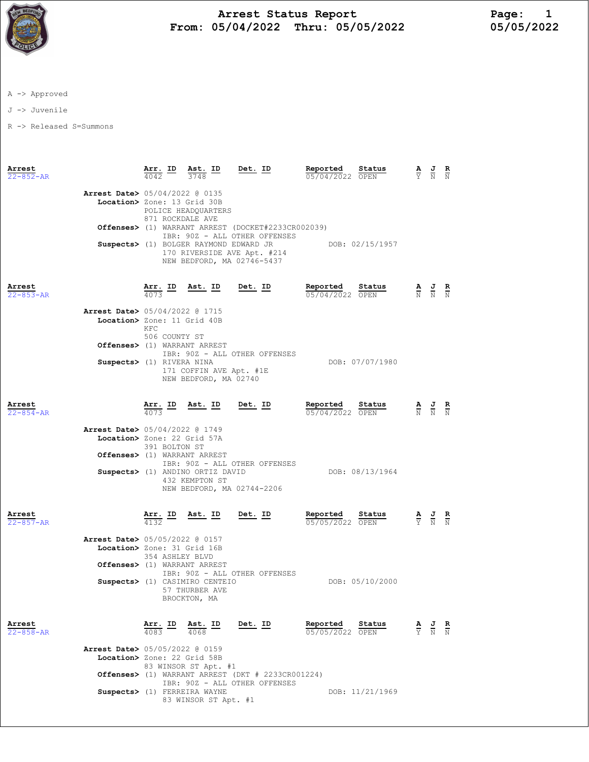# Arrest Status Report
## From: 05/04/2022 Thru: 05/05/2022

A -> Approved

J -> Juvenile

R -> Released S=Summons

| Arrest | Arr. ID | Ast. ID | Det. ID | Reported | Status | A | J | R |
|---|---|---|---|---|---|---|---|---|
| 22-852-AR | 4042 | 3748 | | 05/04/2022 | OPEN | Y | N | N |

**Arrest Date>** 05/04/2022 @ 0135
**Location>** Zone: 13 Grid 30B
POLICE HEADQUARTERS
871 ROCKDALE AVE
**Offenses>** (1) WARRANT ARREST (DOCKET#2233CR002039)
IBR: 90Z - ALL OTHER OFFENSES
**Suspects>** (1) BOLGER RAYMOND EDWARD JR — DOB: 02/15/1957
170 RIVERSIDE AVE Apt. #214
NEW BEDFORD, MA 02746-5437

| Arrest | Arr. ID | Ast. ID | Det. ID | Reported | Status | A | J | R |
|---|---|---|---|---|---|---|---|---|
| 22-853-AR | 4073 | | | 05/04/2022 | OPEN | N | N | N |

**Arrest Date>** 05/04/2022 @ 1715
**Location>** Zone: 11 Grid 40B
KFC
506 COUNTY ST
**Offenses>** (1) WARRANT ARREST
IBR: 90Z - ALL OTHER OFFENSES
**Suspects>** (1) RIVERA NINA — DOB: 07/07/1980
171 COFFIN AVE Apt. #1E
NEW BEDFORD, MA 02740

| Arrest | Arr. ID | Ast. ID | Det. ID | Reported | Status | A | J | R |
|---|---|---|---|---|---|---|---|---|
| 22-854-AR | 4073 | | | 05/04/2022 | OPEN | N | N | N |

**Arrest Date>** 05/04/2022 @ 1749
**Location>** Zone: 22 Grid 57A
391 BOLTON ST
**Offenses>** (1) WARRANT ARREST
IBR: 90Z - ALL OTHER OFFENSES
**Suspects>** (1) ANDINO ORTIZ DAVID — DOB: 08/13/1964
432 KEMPTON ST
NEW BEDFORD, MA 02744-2206

| Arrest | Arr. ID | Ast. ID | Det. ID | Reported | Status | A | J | R |
|---|---|---|---|---|---|---|---|---|
| 22-857-AR | 4132 | | | 05/05/2022 | OPEN | Y | N | N |

**Arrest Date>** 05/05/2022 @ 0157
**Location>** Zone: 31 Grid 16B
354 ASHLEY BLVD
**Offenses>** (1) WARRANT ARREST
IBR: 90Z - ALL OTHER OFFENSES
**Suspects>** (1) CASIMIRO CENTEIO — DOB: 05/10/2000
57 THURBER AVE
BROCKTON, MA

| Arrest | Arr. ID | Ast. ID | Det. ID | Reported | Status | A | J | R |
|---|---|---|---|---|---|---|---|---|
| 22-858-AR | 4083 | 4068 | | 05/05/2022 | OPEN | Y | N | N |

**Arrest Date>** 05/05/2022 @ 0159
**Location>** Zone: 22 Grid 58B
83 WINSOR ST Apt. #1
**Offenses>** (1) WARRANT ARREST (DKT # 2233CR001224)
IBR: 90Z - ALL OTHER OFFENSES
**Suspects>** (1) FERREIRA WAYNE — DOB: 11/21/1969
83 WINSOR ST Apt. #1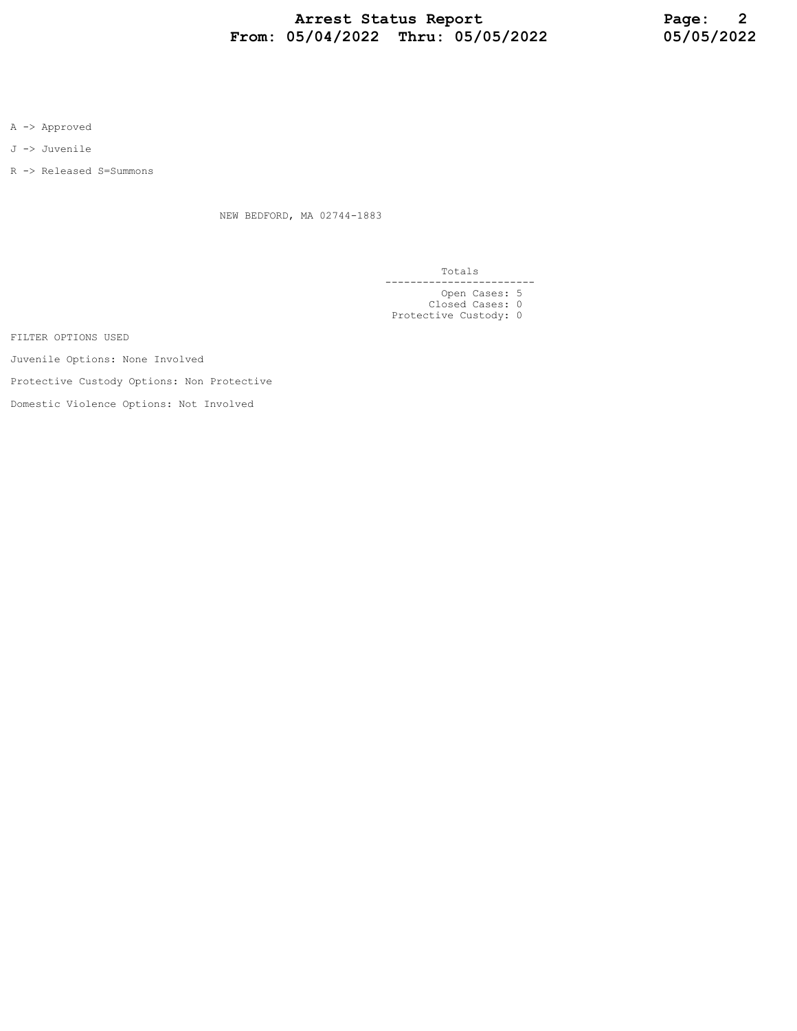A -> Approved

J -> Juvenile

R -> Released S=Summons

NEW BEDFORD, MA 02744-1883

Totals

| | |
|---|---|
| Open Cases: | 5 |
| Closed Cases: | 0 |
| Protective Custody: | 0 |

FILTER OPTIONS USED

Juvenile Options: None Involved

Protective Custody Options: Non Protective

Domestic Violence Options: Not Involved